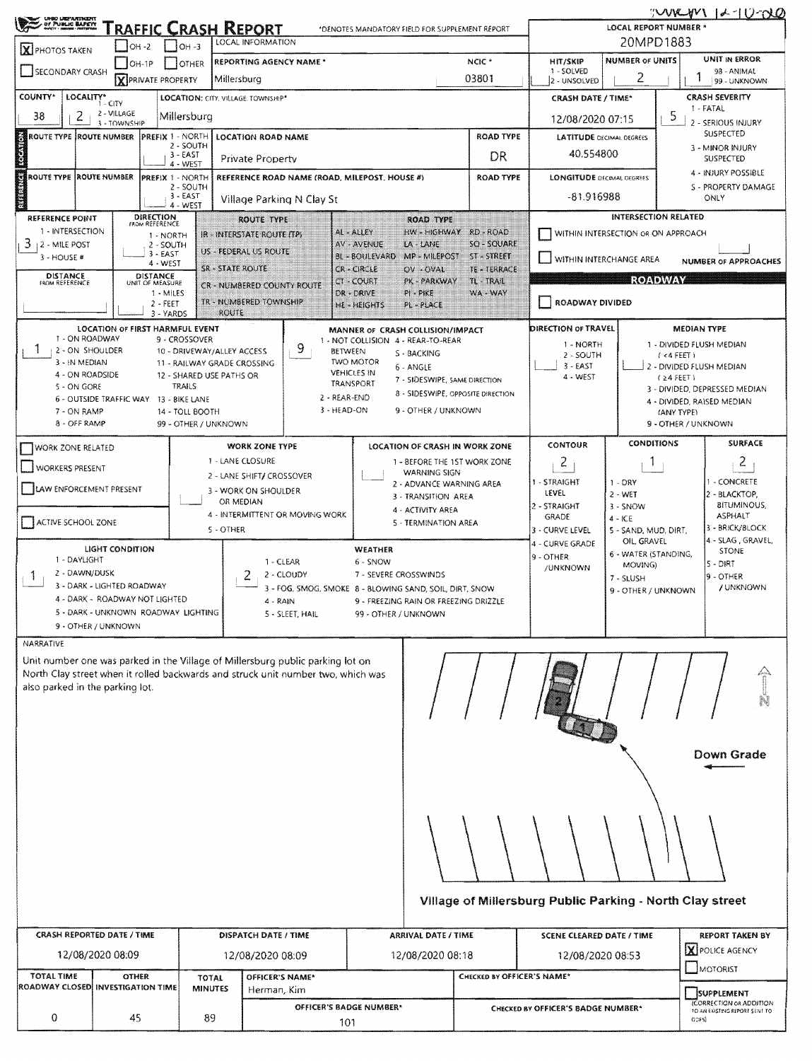# TRAFFIC CRASH REPORT

OHIO DEPARTMENT OF PUBLIC SAFETY

*DENOTES MANDATORY FIELD FOR SUPPLEMENT REPORT

| Field | Value |
| --- | --- |
| PHOTOS TAKEN | X |
| OH-2 | |
| OH-3 | |
| OH-1P | |
| OTHER | |
| SECONDARY CRASH | |
| PRIVATE PROPERTY | X |
| LOCAL INFORMATION | |
| REPORTING AGENCY NAME * | Millersburg |
| NCIC * | 03801 |
| LOCAL REPORT NUMBER * | 20MPD1883 |
| HIT/SKIP (1 - SOLVED, 2 - UNSOLVED) | |
| NUMBER OF UNITS | 2 |
| UNIT IN ERROR (98 - ANIMAL, 99 - UNKNOWN) | 1 |
| COUNTY* | 38 |
| LOCALITY* (1 - CITY, 2 - VILLAGE, 3 - TOWNSHIP) | 2 |
| LOCATION: CITY, VILLAGE, TOWNSHIP* | Millersburg |
| CRASH DATE / TIME* | 12/08/2020 07:15 |
| CRASH SEVERITY (1 - FATAL, 2 - SERIOUS INJURY SUSPECTED, 3 - MINOR INJURY SUSPECTED, 4 - INJURY POSSIBLE, 5 - PROPERTY DAMAGE ONLY) | 5 |

## LOCATION

| ROUTE TYPE | ROUTE NUMBER | PREFIX (1 - NORTH, 2 - SOUTH, 3 - EAST, 4 - WEST) | LOCATION ROAD NAME | ROAD TYPE | LATITUDE DECIMAL DEGREES |
| --- | --- | --- | --- | --- | --- |
| | | | Private Property | DR | 40.554800 |

## REFERENCE

| ROUTE TYPE | ROUTE NUMBER | PREFIX (1 - NORTH, 2 - SOUTH, 3 - EAST, 4 - WEST) | REFERENCE ROAD NAME (ROAD, MILEPOST, HOUSE #) | ROAD TYPE | LONGITUDE DECIMAL DEGREES |
| --- | --- | --- | --- | --- | --- |
| | | | Village Parking N Clay St | | -81.916988 |

| Field | Value |
| --- | --- |
| REFERENCE POINT (1 - INTERSECTION, 2 - MILE POST, 3 - HOUSE #) | 3 |
| DIRECTION FROM REFERENCE (1 - NORTH, 2 - SOUTH, 3 - EAST, 4 - WEST) | |
| DISTANCE FROM REFERENCE | |
| DISTANCE UNIT OF MEASURE (1 - MILES, 2 - FEET, 3 - YARDS) | |

ROUTE TYPE: IR - INTERSTATE ROUTE (TP), US - FEDERAL US ROUTE, SR - STATE ROUTE, CR - NUMBERED COUNTY ROUTE, TR - NUMBERED TOWNSHIP ROUTE

ROAD TYPE: AL - ALLEY, AV - AVENUE, BL - BOULEVARD, CR - CIRCLE, CT - COURT, DR - DRIVE, HE - HEIGHTS, HW - HIGHWAY, LA - LANE, MP - MILEPOST, OV - OVAL, PK - PARKWAY, PI - PIKE, PL - PLACE, RD - ROAD, SQ - SQUARE, ST - STREET, TE - TERRACE, TL - TRAIL, WA - WAY

INTERSECTION RELATED

- [ ] WITHIN INTERSECTION OR ON APPROACH
- [ ] WITHIN INTERCHANGE AREA — NUMBER OF APPROACHES:

## ROADWAY

- [ ] ROADWAY DIVIDED

| Field | Value |
| --- | --- |
| LOCATION OF FIRST HARMFUL EVENT | 1 |
| MANNER OF CRASH COLLISION/IMPACT | 9 |
| DIRECTION OF TRAVEL | |
| MEDIAN TYPE | |

LOCATION OF FIRST HARMFUL EVENT: 1 - ON ROADWAY, 2 - ON SHOULDER, 3 - IN MEDIAN, 4 - ON ROADSIDE, 5 - ON GORE, 6 - OUTSIDE TRAFFIC WAY, 7 - ON RAMP, 8 - OFF RAMP, 9 - CROSSOVER, 10 - DRIVEWAY/ALLEY ACCESS, 11 - RAILWAY GRADE CROSSING, 12 - SHARED USE PATHS OR TRAILS, 13 - BIKE LANE, 14 - TOLL BOOTH, 99 - OTHER / UNKNOWN

MANNER OF CRASH COLLISION/IMPACT: 1 - NOT COLLISION BETWEEN TWO MOTOR VEHICLES IN TRANSPORT, 2 - REAR-END, 3 - HEAD-ON, 4 - REAR-TO-REAR, 5 - BACKING, 6 - ANGLE, 7 - SIDESWIPE, SAME DIRECTION, 8 - SIDESWIPE, OPPOSITE DIRECTION, 9 - OTHER / UNKNOWN

DIRECTION OF TRAVEL: 1 - NORTH, 2 - SOUTH, 3 - EAST, 4 - WEST

MEDIAN TYPE: 1 - DIVIDED FLUSH MEDIAN (<4 FEET), 2 - DIVIDED FLUSH MEDIAN (≥4 FEET), 3 - DIVIDED, DEPRESSED MEDIAN, 4 - DIVIDED, RAISED MEDIAN (ANY TYPE), 9 - OTHER / UNKNOWN

- [ ] WORK ZONE RELATED
- [ ] WORKERS PRESENT
- [ ] LAW ENFORCEMENT PRESENT
- [ ] ACTIVE SCHOOL ZONE

WORK ZONE TYPE: 1 - LANE CLOSURE, 2 - LANE SHIFT/ CROSSOVER, 3 - WORK ON SHOULDER OR MEDIAN, 4 - INTERMITTENT OR MOVING WORK, 5 - OTHER

LOCATION OF CRASH IN WORK ZONE: 1 - BEFORE THE 1ST WORK ZONE WARNING SIGN, 2 - ADVANCE WARNING AREA, 3 - TRANSITION AREA, 4 - ACTIVITY AREA, 5 - TERMINATION AREA

| CONTOUR | CONDITIONS | SURFACE |
| --- | --- | --- |
| 2 | 1 | 2 |

CONTOUR: 1 - STRAIGHT LEVEL, 2 - STRAIGHT GRADE, 3 - CURVE LEVEL, 4 - CURVE GRADE, 9 - OTHER /UNKNOWN

CONDITIONS: 1 - DRY, 2 - WET, 3 - SNOW, 4 - ICE, 5 - SAND, MUD, DIRT, OIL, GRAVEL, 6 - WATER (STANDING, MOVING), 7 - SLUSH, 9 - OTHER / UNKNOWN

SURFACE: 1 - CONCRETE, 2 - BLACKTOP, BITUMINOUS, ASPHALT, 3 - BRICK/BLOCK, 4 - SLAG, GRAVEL, STONE, 5 - DIRT, 9 - OTHER / UNKNOWN

| LIGHT CONDITION | WEATHER |
| --- | --- |
| 1 | 2 |

LIGHT CONDITION: 1 - DAYLIGHT, 2 - DAWN/DUSK, 3 - DARK - LIGHTED ROADWAY, 4 - DARK - ROADWAY NOT LIGHTED, 5 - DARK - UNKNOWN ROADWAY LIGHTING, 9 - OTHER / UNKNOWN

WEATHER: 1 - CLEAR, 2 - CLOUDY, 3 - FOG, SMOG, SMOKE, 4 - RAIN, 5 - SLEET, HAIL, 6 - SNOW, 7 - SEVERE CROSSWINDS, 8 - BLOWING SAND, SOIL, DIRT, SNOW, 9 - FREEZING RAIN OR FREEZING DRIZZLE, 99 - OTHER / UNKNOWN

## NARRATIVE

Unit number one was parked in the Village of Millersburg public parking lot on North Clay street when it rolled backwards and struck unit number two, which was also parked in the parking lot.

Down Grade

Village of Millersburg Public Parking - North Clay street

| CRASH REPORTED DATE / TIME | DISPATCH DATE / TIME | ARRIVAL DATE / TIME | SCENE CLEARED DATE / TIME | REPORT TAKEN BY |
| --- | --- | --- | --- | --- |
| 12/08/2020 08:09 | 12/08/2020 08:09 | 12/08/2020 08:18 | 12/08/2020 08:53 | [X] POLICE AGENCY [ ] MOTORIST |

| TOTAL TIME ROADWAY CLOSED | OTHER INVESTIGATION TIME | TOTAL MINUTES | OFFICER'S NAME* | OFFICER'S BADGE NUMBER* | CHECKED BY OFFICER'S NAME* | CHECKED BY OFFICER'S BADGE NUMBER* | SUPPLEMENT (CORRECTION OR ADDITION TO AN EXISTING REPORT SENT TO ODPS) |
| --- | --- | --- | --- | --- | --- | --- | --- |
| 0 | 45 | 89 | Herman, Kim | 101 | | | [ ] |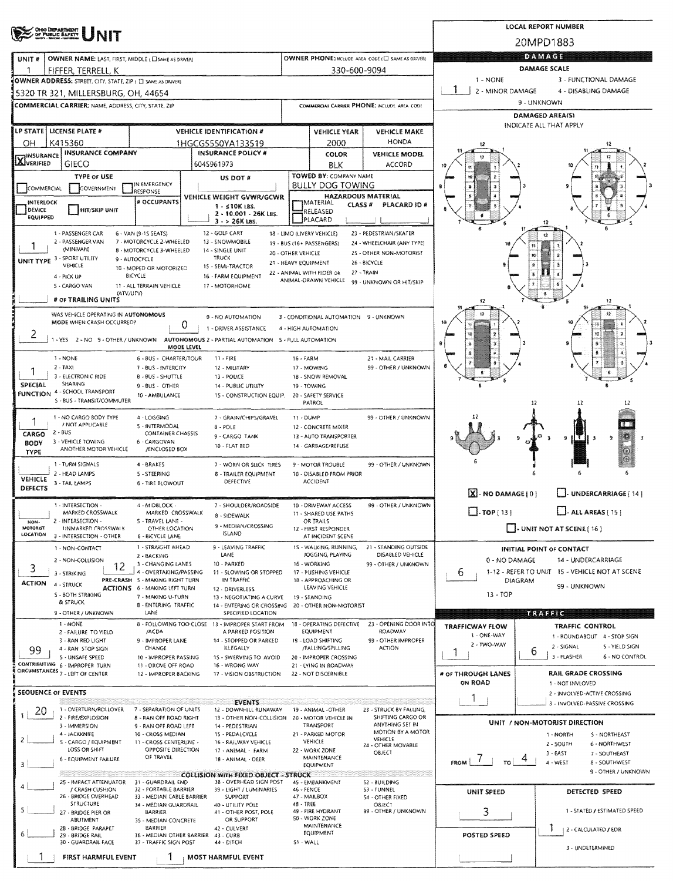# UNIT

**LOCAL REPORT NUMBER:** 20MPD1883

| Field | Value |
|---|---|
| UNIT # | 1 |
| OWNER NAME: LAST, FIRST, MIDDLE | FIFFER, TERRELL, K |
| OWNER PHONE | 330-600-9094 |
| OWNER ADDRESS: STREET, CITY, STATE, ZIP | 5320 TR 321, MILLERSBURG, OH, 44654 |
| COMMERCIAL CARRIER: NAME, ADDRESS, CITY, STATE, ZIP | |
| COMMERCIAL CARRIER PHONE | |
| LP STATE | OH |
| LICENSE PLATE # | K415360 |
| VEHICLE IDENTIFICATION # | 1HGCG5550YA133519 |
| VEHICLE YEAR | 2000 |
| VEHICLE MAKE | HONDA |
| INSURANCE VERIFIED | X |
| INSURANCE COMPANY | GIECO |
| INSURANCE POLICY # | 6045961973 |
| COLOR | BLK |
| VEHICLE MODEL | ACCORD |
| TYPE OF USE | |
| US DOT # | |
| TOWED BY: COMPANY NAME | BULLY DOG TOWING |
| # OCCUPANTS | |
| VEHICLE WEIGHT GVWR/GCWR | 1 - ≤10K LBS. / 2 - 10.001 - 26K LBS. / 3 - > 26K LBS. |
| HAZARDOUS MATERIAL | |
| UNIT TYPE | 1 |
| # OF TRAILING UNITS | |
| WAS VEHICLE OPERATING IN AUTONOMOUS MODE WHEN CRASH OCCURRED? | 2 |
| AUTONOMOUS MODE LEVEL | 0 |
| SPECIAL FUNCTION | 1 |
| CARGO BODY TYPE | 1 |
| VEHICLE DEFECTS | |
| NON-MOTORIST LOCATION | |
| ACTION | 3 |
| PRE-CRASH ACTIONS | 12 |
| CONTRIBUTING CIRCUMSTANCES | 99 |

**UNIT TYPE:** 1 - PASSENGER CAR; 2 - PASSENGER VAN (MINIVAN); 3 - SPORT UTILITY VEHICLE; 4 - PICK UP; 5 - CARGO VAN; 6 - VAN (9-15 SEATS); 7 - MOTORCYCLE 2-WHEELED; 8 - MOTORCYCLE 3-WHEELED; 9 - AUTOCYCLE; 10 - MOPED OR MOTORIZED BICYCLE; 11 - ALL TERRAIN VEHICLE (ATV/UTV); 12 - GOLF CART; 13 - SNOWMOBILE; 14 - SINGLE UNIT TRUCK; 15 - SEMI-TRACTOR; 16 - FARM EQUIPMENT; 17 - MOTORHOME; 18 - LIMO (LIVERY VEHICLE); 19 - BUS (16+ PASSENGERS); 20 - OTHER VEHICLE; 21 - HEAVY EQUIPMENT; 22 - ANIMAL WITH RIDER OR ANIMAL-DRAWN VEHICLE; 23 - PEDESTRIAN/SKATER; 24 - WHEELCHAIR (ANY TYPE); 25 - OTHER NON-MOTORIST; 26 - BICYCLE; 27 - TRAIN; 99 - UNKNOWN OR HIT/SKIP

**AUTONOMOUS:** 1 - YES; 2 - NO; 9 - OTHER / UNKNOWN. **MODE LEVEL:** 0 - NO AUTOMATION; 1 - DRIVER ASSISTANCE; 2 - PARTIAL AUTOMATION; 3 - CONDITIONAL AUTOMATION; 4 - HIGH AUTOMATION; 5 - FULL AUTOMATION; 9 - UNKNOWN

**SPECIAL FUNCTION:** 1 - NONE; 2 - TAXI; 3 - ELECTRONIC RIDE SHARING; 4 - SCHOOL TRANSPORT; 5 - BUS - TRANSIT/COMMUTER; 6 - BUS - CHARTER/TOUR; 7 - BUS - INTERCITY; 8 - BUS - SHUTTLE; 9 - BUS - OTHER; 10 - AMBULANCE; 11 - FIRE; 12 - MILITARY; 13 - POLICE; 14 - PUBLIC UTILITY; 15 - CONSTRUCTION EQUIP.; 16 - FARM; 17 - MOWING; 18 - SNOW REMOVAL; 19 - TOWING; 20 - SAFETY SERVICE PATROL; 21 - MAIL CARRIER; 99 - OTHER / UNKNOWN

**CARGO BODY TYPE:** 1 - NO CARGO BODY TYPE / NOT APPLICABLE; 2 - BUS; 3 - VEHICLE TOWING ANOTHER MOTOR VEHICLE; 4 - LOGGING; 5 - INTERMODAL CONTAINER CHASSIS; 6 - CARGOVAN /ENCLOSED BOX; 7 - GRAIN/CHIPS/GRAVEL; 8 - POLE; 9 - CARGO TANK; 10 - FLAT BED; 11 - DUMP; 12 - CONCRETE MIXER; 13 - AUTO TRANSPORTER; 14 - GARBAGE/REFUSE; 99 - OTHER / UNKNOWN

**VEHICLE DEFECTS:** 1 - TURN SIGNALS; 2 - HEAD LAMPS; 3 - TAIL LAMPS; 4 - BRAKES; 5 - STEERING; 6 - TIRE BLOWOUT; 7 - WORN OR SLICK TIRES; 8 - TRAILER EQUIPMENT DEFECTIVE; 9 - MOTOR TROUBLE; 10 - DISABLED FROM PRIOR ACCIDENT; 99 - OTHER / UNKNOWN

**NON-MOTORIST LOCATION:** 1 - INTERSECTION - MARKED CROSSWALK; 2 - INTERSECTION - UNMARKED CROSSWALK; 3 - INTERSECTION - OTHER; 4 - MIDBLOCK - MARKED CROSSWALK; 5 - TRAVEL LANE - OTHER LOCATION; 6 - BICYCLE LANE; 7 - SHOULDER/ROADSIDE; 8 - SIDEWALK; 9 - MEDIAN/CROSSING ISLAND; 10 - DRIVEWAY ACCESS; 11 - SHARED USE PATHS OR TRAILS; 12 - FIRST RESPONDER AT INCIDENT SCENE; 99 - OTHER / UNKNOWN

**ACTION:** 1 - NON-CONTACT; 2 - NON-COLLISION; 3 - STRIKING; 4 - STRUCK; 5 - BOTH STRIKING & STRUCK; 9 - OTHER / UNKNOWN

**PRE-CRASH ACTIONS:** 1 - STRAIGHT AHEAD; 2 - BACKING; 3 - CHANGING LANES; 4 - OVERTAKING/PASSING; 5 - MAKING RIGHT TURN; 6 - MAKING LEFT TURN; 7 - MAKING U-TURN; 8 - ENTERING TRAFFIC LANE; 9 - LEAVING TRAFFIC LANE; 10 - PARKED; 11 - SLOWING OR STOPPED IN TRAFFIC; 12 - DRIVERLESS; 13 - NEGOTIATING A CURVE; 14 - ENTERING OR CROSSING SPECIFIED LOCATION; 15 - WALKING, RUNNING, JOGGING, PLAYING; 16 - WORKING; 17 - PUSHING VEHICLE; 18 - APPROACHING OR LEAVING VEHICLE; 19 - STANDING; 20 - OTHER NON-MOTORIST; 21 - STANDING OUTSIDE DISABLED VEHICLE; 99 - OTHER / UNKNOWN

**CONTRIBUTING CIRCUMSTANCES:** 1 - NONE; 2 - FAILURE TO YIELD; 3 - RAN RED LIGHT; 4 - RAN STOP SIGN; 5 - UNSAFE SPEED; 6 - IMPROPER TURN; 7 - LEFT OF CENTER; 8 - FOLLOWING TOO CLOSE /ACDA; 9 - IMPROPER LANE CHANGE; 10 - IMPROPER PASSING; 11 - DROVE OFF ROAD; 12 - IMPROPER BACKING; 13 - IMPROPER START FROM A PARKED POSITION; 14 - STOPPED OR PARKED ILLEGALLY; 15 - SWERVING TO AVOID; 16 - WRONG WAY; 17 - VISION OBSTRUCTION; 18 - OPERATING DEFECTIVE EQUIPMENT; 19 - LOAD SHIFTING /FALLING/SPILLING; 20 - IMPROPER CROSSING; 21 - LYING IN ROADWAY; 22 - NOT DISCERNIBLE; 23 - OPENING DOOR INTO ROADWAY; 99 - OTHER IMPROPER ACTION

## SEQUENCE OF EVENTS

| # | Event |
|---|---|
| 1 | 20 |
| 2 | |
| 3 | |
| 4 | |
| 5 | |
| 6 | |

FIRST HARMFUL EVENT: 1 &nbsp;&nbsp; MOST HARMFUL EVENT: 1

**EVENTS:** 1 - OVERTURN/ROLLOVER; 2 - FIRE/EXPLOSION; 3 - IMMERSION; 4 - JACKKNIFE; 5 - CARGO / EQUIPMENT LOSS OR SHIFT; 6 - EQUIPMENT FAILURE; 7 - SEPARATION OF UNITS; 8 - RAN OFF ROAD RIGHT; 9 - RAN OFF ROAD LEFT; 10 - CROSS MEDIAN; 11 - CROSS CENTERLINE - OPPOSITE DIRECTION OF TRAVEL; 12 - DOWNHILL RUNAWAY; 13 - OTHER NON-COLLISION; 14 - PEDESTRIAN; 15 - PEDALCYCLE; 16 - RAILWAY VEHICLE; 17 - ANIMAL - FARM; 18 - ANIMAL - DEER; 19 - ANIMAL - OTHER; 20 - MOTOR VEHICLE IN TRANSPORT; 21 - PARKED MOTOR VEHICLE; 22 - WORK ZONE MAINTENANCE EQUIPMENT; 23 - STRUCK BY FALLING, SHIFTING CARGO OR ANYTHING SET IN MOTION BY A MOTOR VEHICLE; 24 - OTHER MOVABLE OBJECT

**COLLISION WITH FIXED OBJECT - STRUCK:** 25 - IMPACT ATTENUATOR / CRASH CUSHION; 26 - BRIDGE OVERHEAD STRUCTURE; 27 - BRIDGE PIER OR ABUTMENT; 28 - BRIDGE PARAPET; 29 - BRIDGE RAIL; 30 - GUARDRAIL FACE; 31 - GUARDRAIL END; 32 - PORTABLE BARRIER; 33 - MEDIAN CABLE BARRIER; 34 - MEDIAN GUARDRAIL BARRIER; 35 - MEDIAN CONCRETE BARRIER; 36 - MEDIAN OTHER BARRIER; 37 - TRAFFIC SIGN POST; 38 - OVERHEAD SIGN POST; 39 - LIGHT / LUMINARIES SUPPORT; 40 - UTILITY POLE; 41 - OTHER POST, POLE OR SUPPORT; 42 - CULVERT; 43 - CURB; 44 - DITCH; 45 - EMBANKMENT; 46 - FENCE; 47 - MAILBOX; 48 - TREE; 49 - FIRE HYDRANT; 50 - WORK ZONE MAINTENANCE EQUIPMENT; 51 - WALL; 52 - BUILDING; 53 - TUNNEL; 54 - OTHER FIXED OBJECT; 99 - OTHER / UNKNOWN

## DAMAGE

**DAMAGE SCALE:** 1

1 - NONE; 2 - MINOR DAMAGE; 3 - FUNCTIONAL DAMAGE; 4 - DISABLING DAMAGE; 9 - UNKNOWN

**DAMAGED AREA(S)** — INDICATE ALL THAT APPLY

- [X] NO DAMAGE [0]
- [ ] UNDERCARRIAGE [14]
- [ ] TOP [13]
- [ ] ALL AREAS [15]
- [ ] UNIT NOT AT SCENE [16]

**INITIAL POINT OF CONTACT:** 6

0 - NO DAMAGE; 1-12 - REFER TO UNIT DIAGRAM; 13 - TOP; 14 - UNDERCARRIAGE; 15 - VEHICLE NOT AT SCENE; 99 - UNKNOWN

## TRAFFIC

| Field | Value |
|---|---|
| TRAFFICWAY FLOW | 1 |
| TRAFFIC CONTROL | 6 |
| # OF THROUGH LANES ON ROAD | 1 |
| RAIL GRADE CROSSING | |

**TRAFFICWAY FLOW:** 1 - ONE-WAY; 2 - TWO-WAY

**TRAFFIC CONTROL:** 1 - ROUNDABOUT; 2 - SIGNAL; 3 - FLASHER; 4 - STOP SIGN; 5 - YIELD SIGN; 6 - NO CONTROL

**RAIL GRADE CROSSING:** 1 - NOT INVLOVED; 2 - INVOLVED-ACTIVE CROSSING; 3 - INVOLVED-PASSIVE CROSSING

## UNIT / NON-MOTORIST DIRECTION

FROM: 7 &nbsp;&nbsp; TO: 4

1 - NORTH; 2 - SOUTH; 3 - EAST; 4 - WEST; 5 - NORTHEAST; 6 - NORTHWEST; 7 - SOUTHEAST; 8 - SOUTHWEST; 9 - OTHER / UNKNOWN

| UNIT SPEED | DETECTED SPEED |
|---|---|
| 3 | 1 |

**POSTED SPEED:**

**DETECTED SPEED:** 1 - STATED / ESTIMATED SPEED; 2 - CALCULATED / EDR; 3 - UNDETERMINED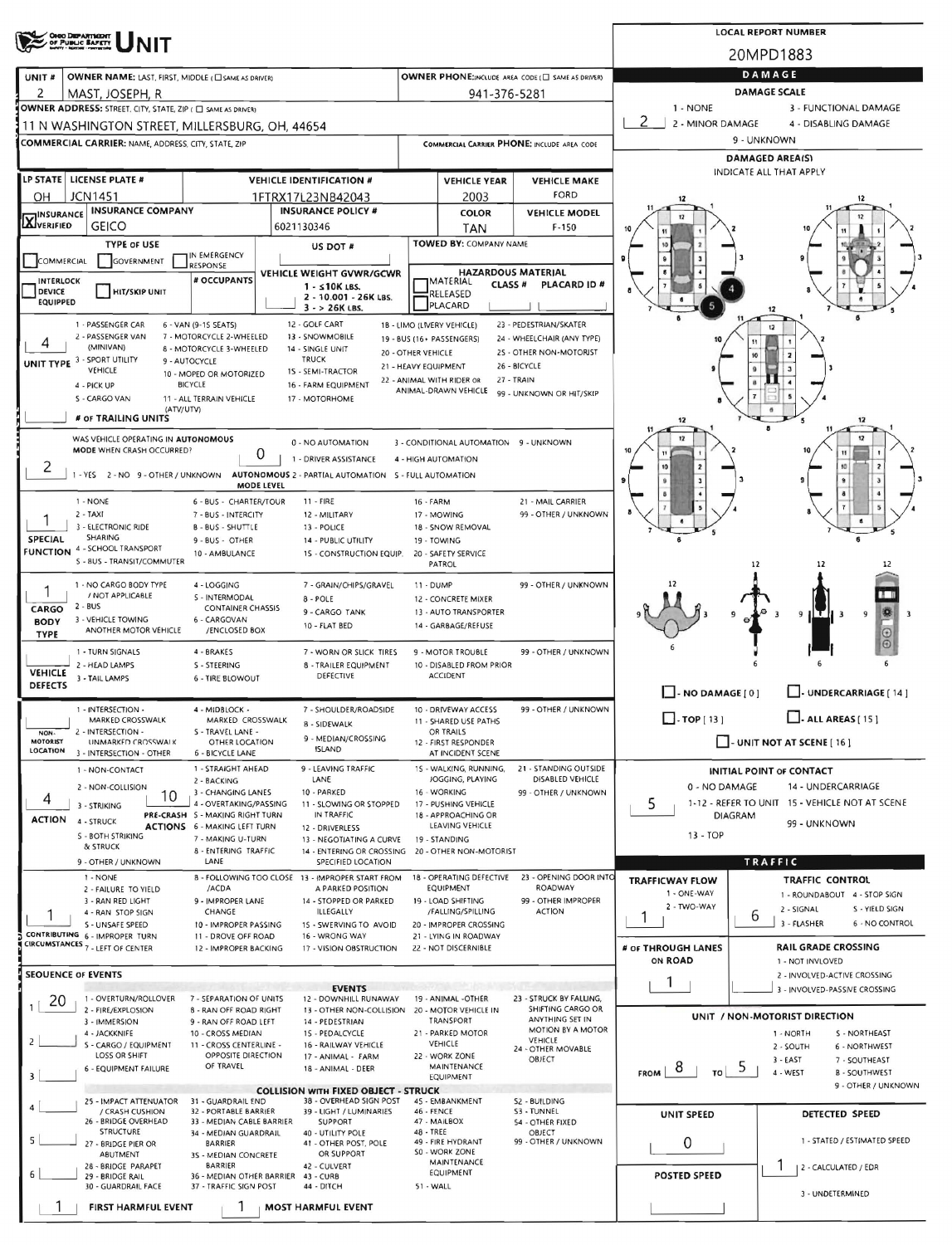# OHIO DEPARTMENT OF PUBLIC SAFETY UNIT

**LOCAL REPORT NUMBER:** 20MPD1883

| UNIT # | OWNER NAME: LAST, FIRST, MIDDLE (☐ SAME AS DRIVER) | OWNER PHONE: INCLUDE AREA CODE (☐ SAME AS DRIVER) |
|---|---|---|
| 2 | MAST, JOSEPH, R | 941-376-5281 |

**OWNER ADDRESS:** STREET, CITY, STATE, ZIP (☐ SAME AS DRIVER)
11 N WASHINGTON STREET, MILLERSBURG, OH, 44654

**COMMERCIAL CARRIER:** NAME, ADDRESS, CITY, STATE, ZIP | **COMMERCIAL CARRIER PHONE:** INCLUDE AREA CODE

| LP STATE | LICENSE PLATE # | VEHICLE IDENTIFICATION # | VEHICLE YEAR | VEHICLE MAKE |
|---|---|---|---|---|
| OH | JCN1451 | 1FTRX17L23NB42043 | 2003 | FORD |

| INSURANCE | INSURANCE COMPANY | INSURANCE POLICY # | COLOR | VEHICLE MODEL |
|---|---|---|---|---|
| ☒ VERIFIED | GEICO | 6021130346 | TAN | F-150 |

**TYPE OF USE:** ☐ COMMERCIAL ☐ GOVERNMENT ☐ IN EMERGENCY RESPONSE
**US DOT #:**
**TOWED BY:** COMPANY NAME
☐ INTERLOCK DEVICE EQUIPPED ☐ HIT/SKIP UNIT
**# OCCUPANTS:**
**VEHICLE WEIGHT GVWR/GCWR:** 1 - ≤10K LBS. 2 - 10.001 - 26K LBS. 3 - > 26K LBS.
**HAZARDOUS MATERIAL:** ☐ MATERIAL RELEASED ☐ PLACARD | CLASS # | PLACARD ID #

**UNIT TYPE:** 4
1 - PASSENGER CAR, 2 - PASSENGER VAN (MINIVAN), 3 - SPORT UTILITY VEHICLE, 4 - PICK UP, 5 - CARGO VAN, 6 - VAN (9-15 SEATS), 7 - MOTORCYCLE 2-WHEELED, 8 - MOTORCYCLE 3-WHEELED, 9 - AUTOCYCLE, 10 - MOPED OR MOTORIZED BICYCLE, 11 - ALL TERRAIN VEHICLE (ATV/UTV), 12 - GOLF CART, 13 - SNOWMOBILE, 14 - SINGLE UNIT TRUCK, 15 - SEMI-TRACTOR, 16 - FARM EQUIPMENT, 17 - MOTORHOME, 18 - LIMO (LIVERY VEHICLE), 19 - BUS (16+ PASSENGERS), 20 - OTHER VEHICLE, 21 - HEAVY EQUIPMENT, 22 - ANIMAL WITH RIDER OR ANIMAL-DRAWN VEHICLE, 23 - PEDESTRIAN/SKATER, 24 - WHEELCHAIR (ANY TYPE), 25 - OTHER NON-MOTORIST, 26 - BICYCLE, 27 - TRAIN, 99 - UNKNOWN OR HIT/SKIP

**# OF TRAILING UNITS:**

**WAS VEHICLE OPERATING IN AUTONOMOUS MODE WHEN CRASH OCCURRED?** 2
1 - YES 2 - NO 9 - OTHER / UNKNOWN
**AUTONOMOUS MODE LEVEL:** 0
0 - NO AUTOMATION, 1 - DRIVER ASSISTANCE, 2 - PARTIAL AUTOMATION, 3 - CONDITIONAL AUTOMATION, 4 - HIGH AUTOMATION, 5 - FULL AUTOMATION, 9 - UNKNOWN

**SPECIAL FUNCTION:** 1
1 - NONE, 2 - TAXI, 3 - ELECTRONIC RIDE SHARING, 4 - SCHOOL TRANSPORT, 5 - BUS - TRANSIT/COMMUTER, 6 - BUS - CHARTER/TOUR, 7 - BUS - INTERCITY, 8 - BUS - SHUTTLE, 9 - BUS - OTHER, 10 - AMBULANCE, 11 - FIRE, 12 - MILITARY, 13 - POLICE, 14 - PUBLIC UTILITY, 15 - CONSTRUCTION EQUIP., 16 - FARM, 17 - MOWING, 18 - SNOW REMOVAL, 19 - TOWING, 20 - SAFETY SERVICE PATROL, 21 - MAIL CARRIER, 99 - OTHER / UNKNOWN

**CARGO BODY TYPE:** 1
1 - NO CARGO BODY TYPE / NOT APPLICABLE, 2 - BUS, 3 - VEHICLE TOWING ANOTHER MOTOR VEHICLE, 4 - LOGGING, 5 - INTERMODAL CONTAINER CHASSIS, 6 - CARGOVAN /ENCLOSED BOX, 7 - GRAIN/CHIPS/GRAVEL, 8 - POLE, 9 - CARGO TANK, 10 - FLAT BED, 11 - DUMP, 12 - CONCRETE MIXER, 13 - AUTO TRANSPORTER, 14 - GARBAGE/REFUSE, 99 - OTHER / UNKNOWN

**VEHICLE DEFECTS:**
1 - TURN SIGNALS, 2 - HEAD LAMPS, 3 - TAIL LAMPS, 4 - BRAKES, 5 - STEERING, 6 - TIRE BLOWOUT, 7 - WORN OR SLICK TIRES, 8 - TRAILER EQUIPMENT DEFECTIVE, 9 - MOTOR TROUBLE, 10 - DISABLED FROM PRIOR ACCIDENT, 99 - OTHER / UNKNOWN

**NON-MOTORIST LOCATION:**
1 - INTERSECTION - MARKED CROSSWALK, 2 - INTERSECTION - UNMARKED CROSSWALK, 3 - INTERSECTION - OTHER, 4 - MIDBLOCK - MARKED CROSSWALK, 5 - TRAVEL LANE - OTHER LOCATION, 6 - BICYCLE LANE, 7 - SHOULDER/ROADSIDE, 8 - SIDEWALK, 9 - MEDIAN/CROSSING ISLAND, 10 - DRIVEWAY ACCESS, 11 - SHARED USE PATHS OR TRAILS, 12 - FIRST RESPONDER AT INCIDENT SCENE, 99 - OTHER / UNKNOWN

**ACTION:** 4
1 - NON-CONTACT, 2 - NON-COLLISION, 3 - STRIKING, 4 - STRUCK, 5 - BOTH STRIKING & STRUCK, 9 - OTHER / UNKNOWN

**PRE-CRASH ACTIONS:** 10
1 - STRAIGHT AHEAD, 2 - BACKING, 3 - CHANGING LANES, 4 - OVERTAKING/PASSING, 5 - MAKING RIGHT TURN, 6 - MAKING LEFT TURN, 7 - MAKING U-TURN, 8 - ENTERING TRAFFIC LANE, 9 - LEAVING TRAFFIC LANE, 10 - PARKED, 11 - SLOWING OR STOPPED IN TRAFFIC, 12 - DRIVERLESS, 13 - NEGOTIATING A CURVE, 14 - ENTERING OR CROSSING SPECIFIED LOCATION, 15 - WALKING, RUNNING, JOGGING, PLAYING, 16 - WORKING, 17 - PUSHING VEHICLE, 18 - APPROACHING OR LEAVING VEHICLE, 19 - STANDING, 20 - OTHER NON-MOTORIST, 21 - STANDING OUTSIDE DISABLED VEHICLE, 99 - OTHER / UNKNOWN

**CONTRIBUTING CIRCUMSTANCES:** 1
1 - NONE, 2 - FAILURE TO YIELD, 3 - RAN RED LIGHT, 4 - RAN STOP SIGN, 5 - UNSAFE SPEED, 6 - IMPROPER TURN, 7 - LEFT OF CENTER, 8 - FOLLOWING TOO CLOSE /ACDA, 9 - IMPROPER LANE CHANGE, 10 - IMPROPER PASSING, 11 - DROVE OFF ROAD, 12 - IMPROPER BACKING, 13 - IMPROPER START FROM A PARKED POSITION, 14 - STOPPED OR PARKED ILLEGALLY, 15 - SWERVING TO AVOID, 16 - WRONG WAY, 17 - VISION OBSTRUCTION, 18 - OPERATING DEFECTIVE EQUIPMENT, 19 - LOAD SHIFTING /FALLING/SPILLING, 20 - IMPROPER CROSSING, 21 - LYING IN ROADWAY, 22 - NOT DISCERNIBLE, 23 - OPENING DOOR INTO ROADWAY, 99 - OTHER IMPROPER ACTION

## SEQUENCE OF EVENTS

1: 20
2:
3:
4:
5:
6:

**EVENTS:**
1 - OVERTURN/ROLLOVER, 2 - FIRE/EXPLOSION, 3 - IMMERSION, 4 - JACKKNIFE, 5 - CARGO / EQUIPMENT LOSS OR SHIFT, 6 - EQUIPMENT FAILURE, 7 - SEPARATION OF UNITS, 8 - RAN OFF ROAD RIGHT, 9 - RAN OFF ROAD LEFT, 10 - CROSS MEDIAN, 11 - CROSS CENTERLINE - OPPOSITE DIRECTION OF TRAVEL, 12 - DOWNHILL RUNAWAY, 13 - OTHER NON-COLLISION, 14 - PEDESTRIAN, 15 - PEDALCYCLE, 16 - RAILWAY VEHICLE, 17 - ANIMAL - FARM, 18 - ANIMAL - DEER, 19 - ANIMAL -OTHER, 20 - MOTOR VEHICLE IN TRANSPORT, 21 - PARKED MOTOR VEHICLE, 22 - WORK ZONE MAINTENANCE EQUIPMENT, 23 - STRUCK BY FALLING, SHIFTING CARGO OR ANYTHING SET IN MOTION BY A MOTOR VEHICLE, 24 - OTHER MOVABLE OBJECT

**COLLISION WITH FIXED OBJECT - STRUCK:**
25 - IMPACT ATTENUATOR / CRASH CUSHION, 26 - BRIDGE OVERHEAD STRUCTURE, 27 - BRIDGE PIER OR ABUTMENT, 28 - BRIDGE PARAPET, 29 - BRIDGE RAIL, 30 - GUARDRAIL FACE, 31 - GUARDRAIL END, 32 - PORTABLE BARRIER, 33 - MEDIAN CABLE BARRIER, 34 - MEDIAN GUARDRAIL BARRIER, 35 - MEDIAN CONCRETE BARRIER, 36 - MEDIAN OTHER BARRIER, 37 - TRAFFIC SIGN POST, 38 - OVERHEAD SIGN POST, 39 - LIGHT / LUMINARIES SUPPORT, 40 - UTILITY POLE, 41 - OTHER POST, POLE OR SUPPORT, 42 - CULVERT, 43 - CURB, 44 - DITCH, 45 - EMBANKMENT, 46 - FENCE, 47 - MAILBOX, 48 - TREE, 49 - FIRE HYDRANT, 50 - WORK ZONE MAINTENANCE EQUIPMENT, 51 - WALL, 52 - BUILDING, 53 - TUNNEL, 54 - OTHER FIXED OBJECT, 99 - OTHER / UNKNOWN

**FIRST HARMFUL EVENT:** 1
**MOST HARMFUL EVENT:** 1

## DAMAGE

**DAMAGE SCALE:** 2
1 - NONE, 2 - MINOR DAMAGE, 3 - FUNCTIONAL DAMAGE, 4 - DISABLING DAMAGE, 9 - UNKNOWN

**DAMAGED AREA(S)** INDICATE ALL THAT APPLY: 4, 5

☐ - NO DAMAGE [0] ☐ - UNDERCARRIAGE [14] ☐ - TOP [13] ☐ - ALL AREAS [15] ☐ - UNIT NOT AT SCENE [16]

**INITIAL POINT OF CONTACT:** 5
0 - NO DAMAGE, 1-12 - REFER TO UNIT DIAGRAM, 13 - TOP, 14 - UNDERCARRIAGE, 15 - VEHICLE NOT AT SCENE, 99 - UNKNOWN

## TRAFFIC

**TRAFFICWAY FLOW:** 1
1 - ONE-WAY, 2 - TWO-WAY

**TRAFFIC CONTROL:** 6
1 - ROUNDABOUT, 2 - SIGNAL, 3 - FLASHER, 4 - STOP SIGN, 5 - YIELD SIGN, 6 - NO CONTROL

**# OF THROUGH LANES ON ROAD:** 1

**RAIL GRADE CROSSING:**
1 - NOT INVOLVED, 2 - INVOLVED-ACTIVE CROSSING, 3 - INVOLVED-PASSIVE CROSSING

**UNIT / NON-MOTORIST DIRECTION:** FROM 8 TO 5
1 - NORTH, 2 - SOUTH, 3 - EAST, 4 - WEST, 5 - NORTHEAST, 6 - NORTHWEST, 7 - SOUTHEAST, 8 - SOUTHWEST, 9 - OTHER / UNKNOWN

**UNIT SPEED:** 0
**POSTED SPEED:**

**DETECTED SPEED:** 1
1 - STATED / ESTIMATED SPEED, 2 - CALCULATED / EDR, 3 - UNDETERMINED